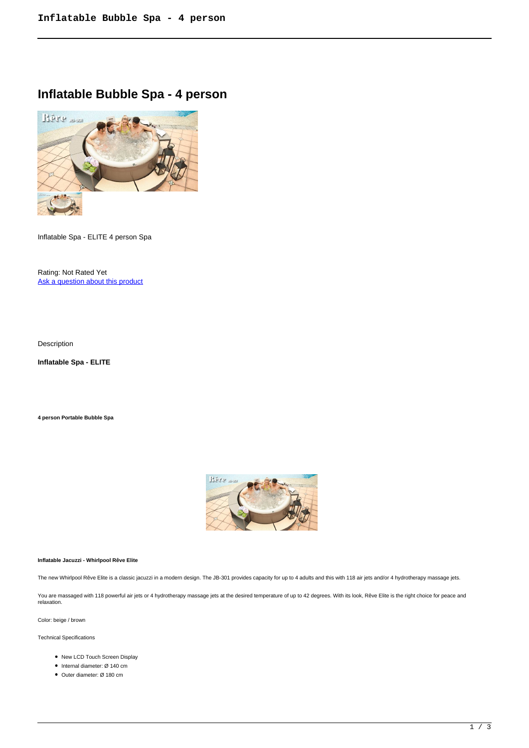# Inflatable Bubble Spa - 4 person

Inflatable Spa - ELITE 4 person Spa

Rating: Not Rated Yet
Ask a question about this product

Description

**Inflatable Spa - ELITE**

**4 person Portable Bubble Spa**

**Inflatable Jacuzzi - Whirlpool Rêve Elite**

The new Whirlpool Rêve Elite is a classic jacuzzi in a modern design. The JB-301 provides capacity for up to 4 adults and this with 118 air jets and/or 4 hydrotherapy massage jets.

You are massaged with 118 powerful air jets or 4 hydrotherapy massage jets at the desired temperature of up to 42 degrees. With its look, Rêve Elite is the right choice for peace and relaxation.

Color: beige / brown

Technical Specifications

- New LCD Touch Screen Display
- Internal diameter: Ø 140 cm
- Outer diameter: Ø 180 cm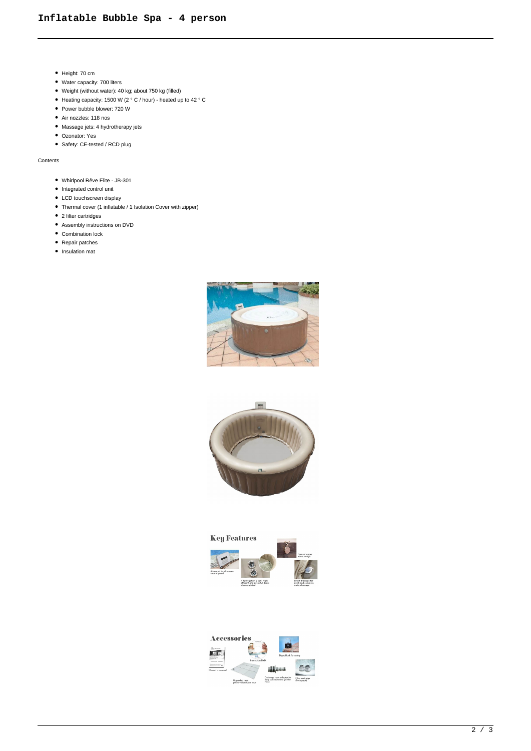# Inflatable Bubble Spa - 4 person

- Height: 70 cm
- Water capacity: 700 liters
- Weight (without water): 40 kg; about 750 kg (filled)
- Heating capacity: 1500 W (2 ° C / hour) - heated up to 42 ° C
- Power bubble blower: 720 W
- Air nozzles: 118 nos
- Massage jets: 4 hydrotherapy jets
- Ozonator: Yes
- Safety: CE-tested / RCD plug

Contents

- Whirlpool Rêve Elite - JB-301
- Integrated control unit
- LCD touchscreen display
- Thermal cover (1 inflatable / 1 Isolation Cover with zipper)
- 2 filter cartridges
- Assembly instructions on DVD
- Combination lock
- Repair patches
- Insulation mat